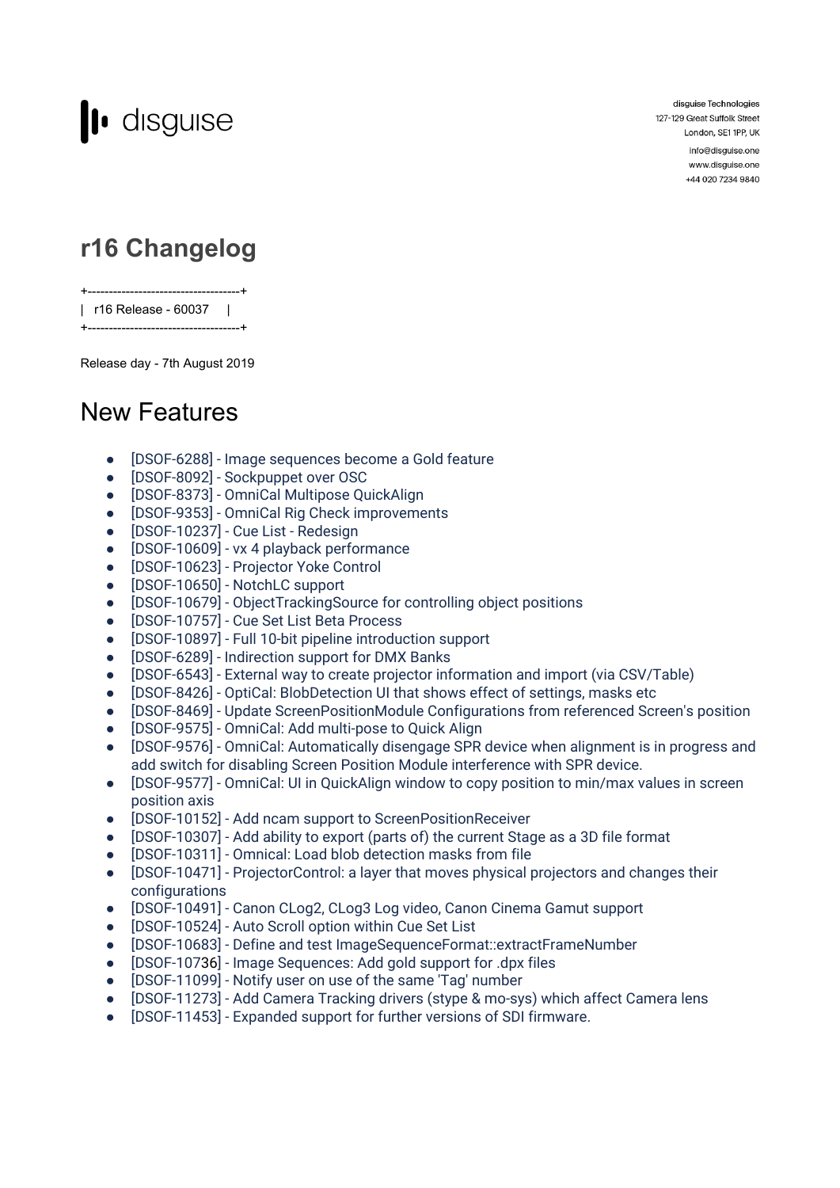disguise

disguise Technologies
127-129 Great Suffolk Street
London, SE1 1PP, UK
info@disguise.one
www.disguise.one
+44 020 7234 9840

# r16 Changelog

```
+------------------------------------+
|  r16 Release - 60037    |
+------------------------------------+
```

Release day - 7th August 2019

## New Features

- [DSOF-6288] - Image sequences become a Gold feature
- [DSOF-8092] - Sockpuppet over OSC
- [DSOF-8373] - OmniCal Multipose QuickAlign
- [DSOF-9353] - OmniCal Rig Check improvements
- [DSOF-10237] - Cue List - Redesign
- [DSOF-10609] - vx 4 playback performance
- [DSOF-10623] - Projector Yoke Control
- [DSOF-10650] - NotchLC support
- [DSOF-10679] - ObjectTrackingSource for controlling object positions
- [DSOF-10757] - Cue Set List Beta Process
- [DSOF-10897] - Full 10-bit pipeline introduction support
- [DSOF-6289] - Indirection support for DMX Banks
- [DSOF-6543] - External way to create projector information and import (via CSV/Table)
- [DSOF-8426] - OptiCal: BlobDetection UI that shows effect of settings, masks etc
- [DSOF-8469] - Update ScreenPositionModule Configurations from referenced Screen's position
- [DSOF-9575] - OmniCal: Add multi-pose to Quick Align
- [DSOF-9576] - OmniCal: Automatically disengage SPR device when alignment is in progress and add switch for disabling Screen Position Module interference with SPR device.
- [DSOF-9577] - OmniCal: UI in QuickAlign window to copy position to min/max values in screen position axis
- [DSOF-10152] - Add ncam support to ScreenPositionReceiver
- [DSOF-10307] - Add ability to export (parts of) the current Stage as a 3D file format
- [DSOF-10311] - Omnical: Load blob detection masks from file
- [DSOF-10471] - ProjectorControl: a layer that moves physical projectors and changes their configurations
- [DSOF-10491] - Canon CLog2, CLog3 Log video, Canon Cinema Gamut support
- [DSOF-10524] - Auto Scroll option within Cue Set List
- [DSOF-10683] - Define and test ImageSequenceFormat::extractFrameNumber
- [DSOF-10736] - Image Sequences: Add gold support for .dpx files
- [DSOF-11099] - Notify user on use of the same 'Tag' number
- [DSOF-11273] - Add Camera Tracking drivers (stype & mo-sys) which affect Camera lens
- [DSOF-11453] - Expanded support for further versions of SDI firmware.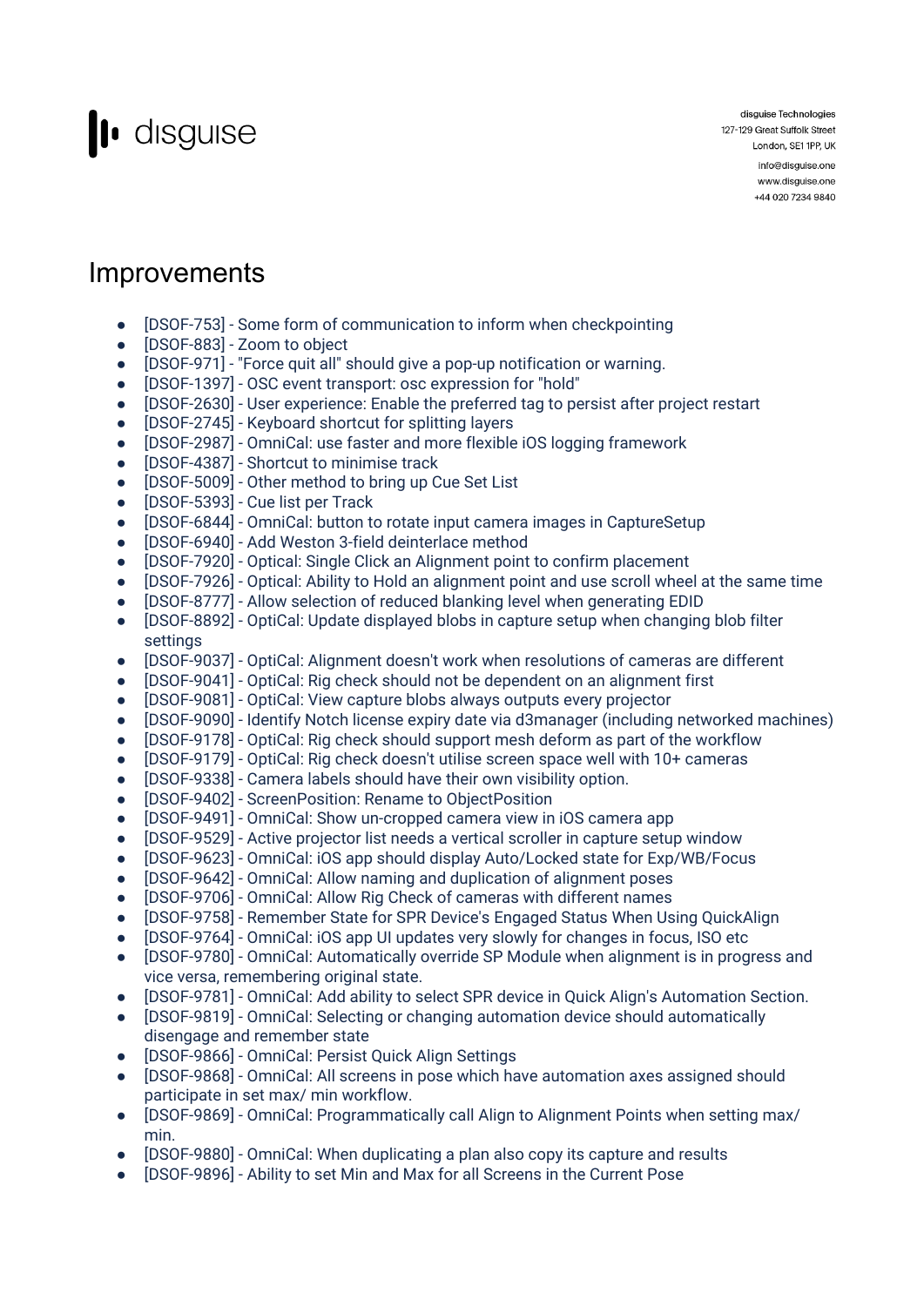# Improvements

- [DSOF-753] - Some form of communication to inform when checkpointing
- [DSOF-883] - Zoom to object
- [DSOF-971] - "Force quit all" should give a pop-up notification or warning.
- [DSOF-1397] - OSC event transport: osc expression for "hold"
- [DSOF-2630] - User experience: Enable the preferred tag to persist after project restart
- [DSOF-2745] - Keyboard shortcut for splitting layers
- [DSOF-2987] - OmniCal: use faster and more flexible iOS logging framework
- [DSOF-4387] - Shortcut to minimise track
- [DSOF-5009] - Other method to bring up Cue Set List
- [DSOF-5393] - Cue list per Track
- [DSOF-6844] - OmniCal: button to rotate input camera images in CaptureSetup
- [DSOF-6940] - Add Weston 3-field deinterlace method
- [DSOF-7920] - Optical: Single Click an Alignment point to confirm placement
- [DSOF-7926] - Optical: Ability to Hold an alignment point and use scroll wheel at the same time
- [DSOF-8777] - Allow selection of reduced blanking level when generating EDID
- [DSOF-8892] - OptiCal: Update displayed blobs in capture setup when changing blob filter settings
- [DSOF-9037] - OptiCal: Alignment doesn't work when resolutions of cameras are different
- [DSOF-9041] - OptiCal: Rig check should not be dependent on an alignment first
- [DSOF-9081] - OptiCal: View capture blobs always outputs every projector
- [DSOF-9090] - Identify Notch license expiry date via d3manager (including networked machines)
- [DSOF-9178] - OptiCal: Rig check should support mesh deform as part of the workflow
- [DSOF-9179] - OptiCal: Rig check doesn't utilise screen space well with 10+ cameras
- [DSOF-9338] - Camera labels should have their own visibility option.
- [DSOF-9402] - ScreenPosition: Rename to ObjectPosition
- [DSOF-9491] - OmniCal: Show un-cropped camera view in iOS camera app
- [DSOF-9529] - Active projector list needs a vertical scroller in capture setup window
- [DSOF-9623] - OmniCal: iOS app should display Auto/Locked state for Exp/WB/Focus
- [DSOF-9642] - OmniCal: Allow naming and duplication of alignment poses
- [DSOF-9706] - OmniCal: Allow Rig Check of cameras with different names
- [DSOF-9758] - Remember State for SPR Device's Engaged Status When Using QuickAlign
- [DSOF-9764] - OmniCal: iOS app UI updates very slowly for changes in focus, ISO etc
- [DSOF-9780] - OmniCal: Automatically override SP Module when alignment is in progress and vice versa, remembering original state.
- [DSOF-9781] - OmniCal: Add ability to select SPR device in Quick Align's Automation Section.
- [DSOF-9819] - OmniCal: Selecting or changing automation device should automatically disengage and remember state
- [DSOF-9866] - OmniCal: Persist Quick Align Settings
- [DSOF-9868] - OmniCal: All screens in pose which have automation axes assigned should participate in set max/ min workflow.
- [DSOF-9869] - OmniCal: Programmatically call Align to Alignment Points when setting max/ min.
- [DSOF-9880] - OmniCal: When duplicating a plan also copy its capture and results
- [DSOF-9896] - Ability to set Min and Max for all Screens in the Current Pose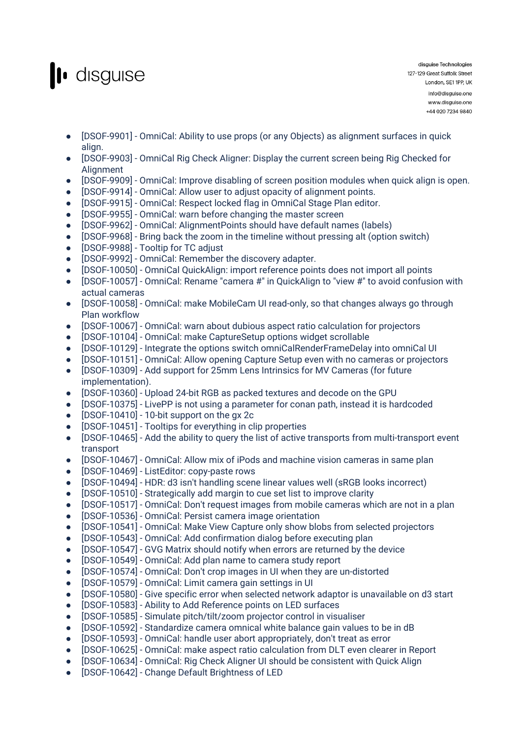- [DSOF-9901] - OmniCal: Ability to use props (or any Objects) as alignment surfaces in quick align.
- [DSOF-9903] - OmniCal Rig Check Aligner: Display the current screen being Rig Checked for Alignment
- [DSOF-9909] - OmniCal: Improve disabling of screen position modules when quick align is open.
- [DSOF-9914] - OmniCal: Allow user to adjust opacity of alignment points.
- [DSOF-9915] - OmniCal: Respect locked flag in OmniCal Stage Plan editor.
- [DSOF-9955] - OmniCal: warn before changing the master screen
- [DSOF-9962] - OmniCal: AlignmentPoints should have default names (labels)
- [DSOF-9968] - Bring back the zoom in the timeline without pressing alt (option switch)
- [DSOF-9988] - Tooltip for TC adjust
- [DSOF-9992] - OmniCal: Remember the discovery adapter.
- [DSOF-10050] - OmniCal QuickAlign: import reference points does not import all points
- [DSOF-10057] - OmniCal: Rename "camera #" in QuickAlign to "view #" to avoid confusion with actual cameras
- [DSOF-10058] - OmniCal: make MobileCam UI read-only, so that changes always go through Plan workflow
- [DSOF-10067] - OmniCal: warn about dubious aspect ratio calculation for projectors
- [DSOF-10104] - OmniCal: make CaptureSetup options widget scrollable
- [DSOF-10129] - Integrate the options switch omniCalRenderFrameDelay into omniCal UI
- [DSOF-10151] - OmniCal: Allow opening Capture Setup even with no cameras or projectors
- [DSOF-10309] - Add support for 25mm Lens Intrinsics for MV Cameras (for future implementation).
- [DSOF-10360] - Upload 24-bit RGB as packed textures and decode on the GPU
- [DSOF-10375] - LivePP is not using a parameter for conan path, instead it is hardcoded
- [DSOF-10410] - 10-bit support on the gx 2c
- [DSOF-10451] - Tooltips for everything in clip properties
- [DSOF-10465] - Add the ability to query the list of active transports from multi-transport event transport
- [DSOF-10467] - OmniCal: Allow mix of iPods and machine vision cameras in same plan
- [DSOF-10469] - ListEditor: copy-paste rows
- [DSOF-10494] - HDR: d3 isn't handling scene linear values well (sRGB looks incorrect)
- [DSOF-10510] - Strategically add margin to cue set list to improve clarity
- [DSOF-10517] - OmniCal: Don't request images from mobile cameras which are not in a plan
- [DSOF-10536] - OmniCal: Persist camera image orientation
- [DSOF-10541] - OmniCal: Make View Capture only show blobs from selected projectors
- [DSOF-10543] - OmniCal: Add confirmation dialog before executing plan
- [DSOF-10547] - GVG Matrix should notify when errors are returned by the device
- [DSOF-10549] - OmniCal: Add plan name to camera study report
- [DSOF-10574] - OmniCal: Don't crop images in UI when they are un-distorted
- [DSOF-10579] - OmniCal: Limit camera gain settings in UI
- [DSOF-10580] - Give specific error when selected network adaptor is unavailable on d3 start
- [DSOF-10583] - Ability to Add Reference points on LED surfaces
- [DSOF-10585] - Simulate pitch/tilt/zoom projector control in visualiser
- [DSOF-10592] - Standardize camera omnical white balance gain values to be in dB
- [DSOF-10593] - OmniCal: handle user abort appropriately, don't treat as error
- [DSOF-10625] - OmniCal: make aspect ratio calculation from DLT even clearer in Report
- [DSOF-10634] - OmniCal: Rig Check Aligner UI should be consistent with Quick Align
- [DSOF-10642] - Change Default Brightness of LED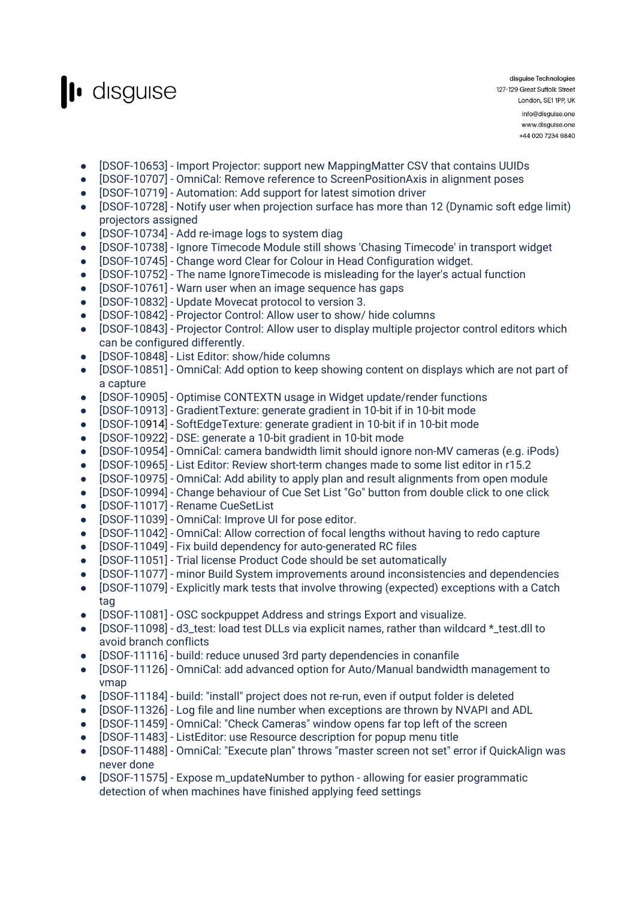- [DSOF-10653] - Import Projector: support new MappingMatter CSV that contains UUIDs
- [DSOF-10707] - OmniCal: Remove reference to ScreenPositionAxis in alignment poses
- [DSOF-10719] - Automation: Add support for latest simotion driver
- [DSOF-10728] - Notify user when projection surface has more than 12 (Dynamic soft edge limit) projectors assigned
- [DSOF-10734] - Add re-image logs to system diag
- [DSOF-10738] - Ignore Timecode Module still shows 'Chasing Timecode' in transport widget
- [DSOF-10745] - Change word Clear for Colour in Head Configuration widget.
- [DSOF-10752] - The name IgnoreTimecode is misleading for the layer's actual function
- [DSOF-10761] - Warn user when an image sequence has gaps
- [DSOF-10832] - Update Movecat protocol to version 3.
- [DSOF-10842] - Projector Control: Allow user to show/ hide columns
- [DSOF-10843] - Projector Control: Allow user to display multiple projector control editors which can be configured differently.
- [DSOF-10848] - List Editor: show/hide columns
- [DSOF-10851] - OmniCal: Add option to keep showing content on displays which are not part of a capture
- [DSOF-10905] - Optimise CONTEXTN usage in Widget update/render functions
- [DSOF-10913] - GradientTexture: generate gradient in 10-bit if in 10-bit mode
- [DSOF-10914] - SoftEdgeTexture: generate gradient in 10-bit if in 10-bit mode
- [DSOF-10922] - DSE: generate a 10-bit gradient in 10-bit mode
- [DSOF-10954] - OmniCal: camera bandwidth limit should ignore non-MV cameras (e.g. iPods)
- [DSOF-10965] - List Editor: Review short-term changes made to some list editor in r15.2
- [DSOF-10975] - OmniCal: Add ability to apply plan and result alignments from open module
- [DSOF-10994] - Change behaviour of Cue Set List "Go" button from double click to one click
- [DSOF-11017] - Rename CueSetList
- [DSOF-11039] - OmniCal: Improve UI for pose editor.
- [DSOF-11042] - OmniCal: Allow correction of focal lengths without having to redo capture
- [DSOF-11049] - Fix build dependency for auto-generated RC files
- [DSOF-11051] - Trial license Product Code should be set automatically
- [DSOF-11077] - minor Build System improvements around inconsistencies and dependencies
- [DSOF-11079] - Explicitly mark tests that involve throwing (expected) exceptions with a Catch tag
- [DSOF-11081] - OSC sockpuppet Address and strings Export and visualize.
- [DSOF-11098] - d3_test: load test DLLs via explicit names, rather than wildcard *_test.dll to avoid branch conflicts
- [DSOF-11116] - build: reduce unused 3rd party dependencies in conanfile
- [DSOF-11126] - OmniCal: add advanced option for Auto/Manual bandwidth management to vmap
- [DSOF-11184] - build: "install" project does not re-run, even if output folder is deleted
- [DSOF-11326] - Log file and line number when exceptions are thrown by NVAPI and ADL
- [DSOF-11459] - OmniCal: "Check Cameras" window opens far top left of the screen
- [DSOF-11483] - ListEditor: use Resource description for popup menu title
- [DSOF-11488] - OmniCal: "Execute plan" throws "master screen not set" error if QuickAlign was never done
- [DSOF-11575] - Expose m_updateNumber to python - allowing for easier programmatic detection of when machines have finished applying feed settings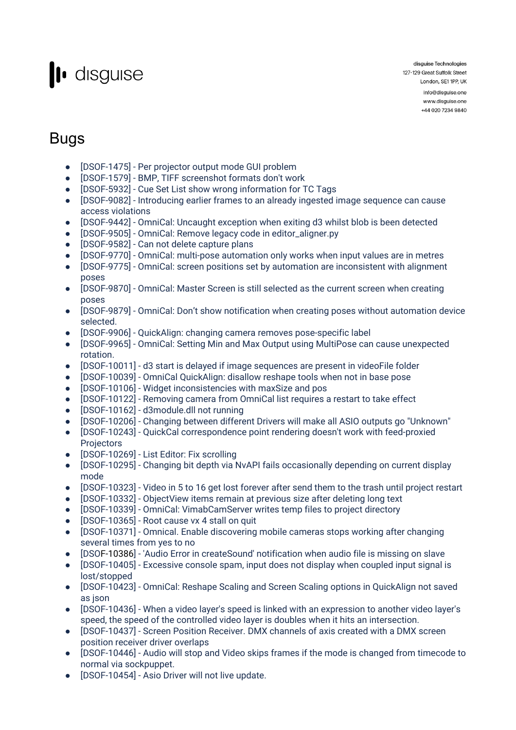# Bugs

- [DSOF-1475] - Per projector output mode GUI problem
- [DSOF-1579] - BMP, TIFF screenshot formats don't work
- [DSOF-5932] - Cue Set List show wrong information for TC Tags
- [DSOF-9082] - Introducing earlier frames to an already ingested image sequence can cause access violations
- [DSOF-9442] - OmniCal: Uncaught exception when exiting d3 whilst blob is been detected
- [DSOF-9505] - OmniCal: Remove legacy code in editor_aligner.py
- [DSOF-9582] - Can not delete capture plans
- [DSOF-9770] - OmniCal: multi-pose automation only works when input values are in metres
- [DSOF-9775] - OmniCal: screen positions set by automation are inconsistent with alignment poses
- [DSOF-9870] - OmniCal: Master Screen is still selected as the current screen when creating poses
- [DSOF-9879] - OmniCal: Don't show notification when creating poses without automation device selected.
- [DSOF-9906] - QuickAlign: changing camera removes pose-specific label
- [DSOF-9965] - OmniCal: Setting Min and Max Output using MultiPose can cause unexpected rotation.
- [DSOF-10011] - d3 start is delayed if image sequences are present in videoFile folder
- [DSOF-10039] - OmniCal QuickAlign: disallow reshape tools when not in base pose
- [DSOF-10106] - Widget inconsistencies with maxSize and pos
- [DSOF-10122] - Removing camera from OmniCal list requires a restart to take effect
- [DSOF-10162] - d3module.dll not running
- [DSOF-10206] - Changing between different Drivers will make all ASIO outputs go "Unknown"
- [DSOF-10243] - QuickCal correspondence point rendering doesn't work with feed-proxied Projectors
- [DSOF-10269] - List Editor: Fix scrolling
- [DSOF-10295] - Changing bit depth via NvAPI fails occasionally depending on current display mode
- [DSOF-10323] - Video in 5 to 16 get lost forever after send them to the trash until project restart
- [DSOF-10332] - ObjectView items remain at previous size after deleting long text
- [DSOF-10339] - OmniCal: VimabCamServer writes temp files to project directory
- [DSOF-10365] - Root cause vx 4 stall on quit
- [DSOF-10371] - Omnical. Enable discovering mobile cameras stops working after changing several times from yes to no
- [DSOF-10386] - 'Audio Error in createSound' notification when audio file is missing on slave
- [DSOF-10405] - Excessive console spam, input does not display when coupled input signal is lost/stopped
- [DSOF-10423] - OmniCal: Reshape Scaling and Screen Scaling options in QuickAlign not saved as json
- [DSOF-10436] - When a video layer's speed is linked with an expression to another video layer's speed, the speed of the controlled video layer is doubles when it hits an intersection.
- [DSOF-10437] - Screen Position Receiver. DMX channels of axis created with a DMX screen position receiver driver overlaps
- [DSOF-10446] - Audio will stop and Video skips frames if the mode is changed from timecode to normal via sockpuppet.
- [DSOF-10454] - Asio Driver will not live update.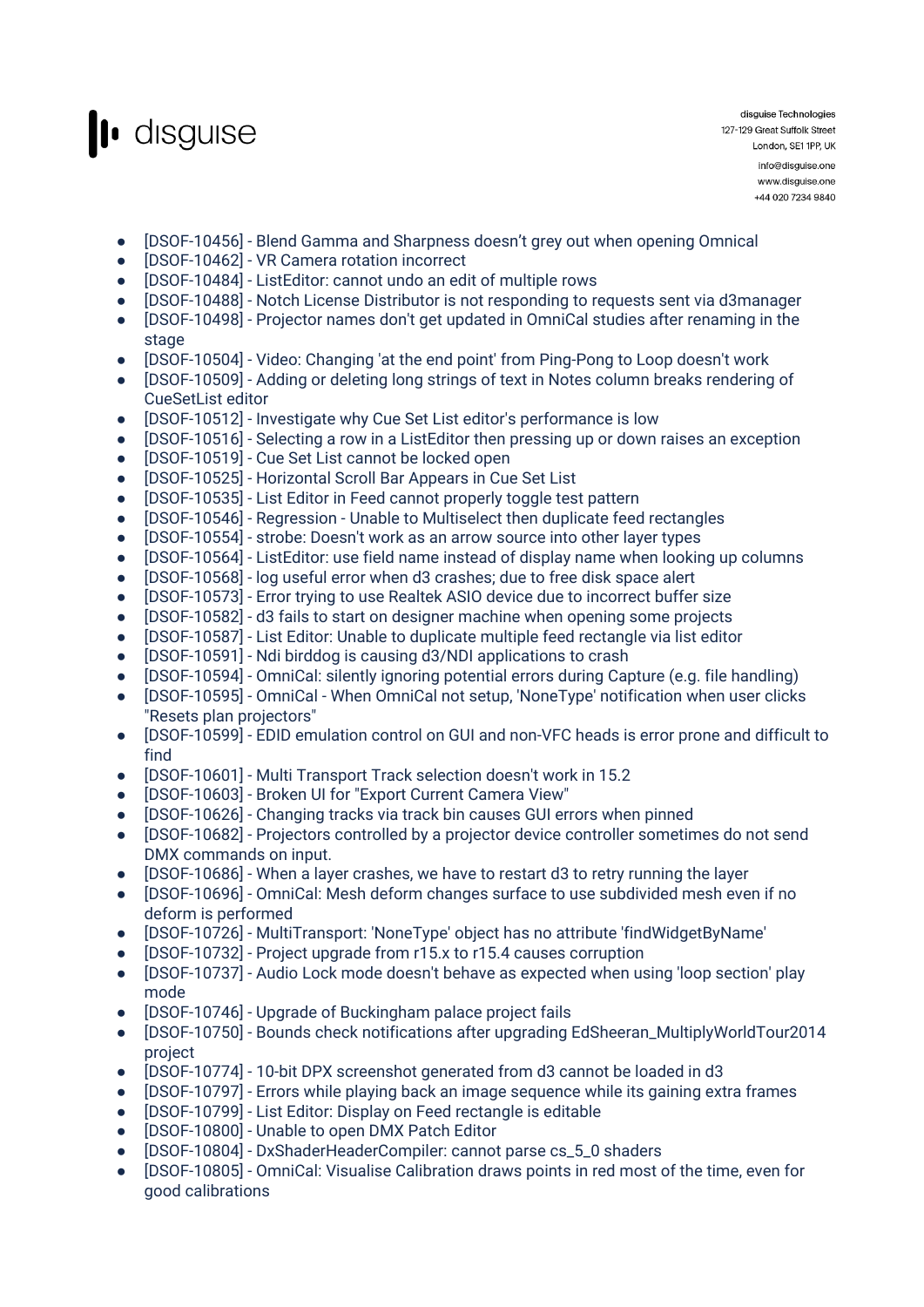- [DSOF-10456] - Blend Gamma and Sharpness doesn't grey out when opening Omnical
- [DSOF-10462] - VR Camera rotation incorrect
- [DSOF-10484] - ListEditor: cannot undo an edit of multiple rows
- [DSOF-10488] - Notch License Distributor is not responding to requests sent via d3manager
- [DSOF-10498] - Projector names don't get updated in OmniCal studies after renaming in the stage
- [DSOF-10504] - Video: Changing 'at the end point' from Ping-Pong to Loop doesn't work
- [DSOF-10509] - Adding or deleting long strings of text in Notes column breaks rendering of CueSetList editor
- [DSOF-10512] - Investigate why Cue Set List editor's performance is low
- [DSOF-10516] - Selecting a row in a ListEditor then pressing up or down raises an exception
- [DSOF-10519] - Cue Set List cannot be locked open
- [DSOF-10525] - Horizontal Scroll Bar Appears in Cue Set List
- [DSOF-10535] - List Editor in Feed cannot properly toggle test pattern
- [DSOF-10546] - Regression - Unable to Multiselect then duplicate feed rectangles
- [DSOF-10554] - strobe: Doesn't work as an arrow source into other layer types
- [DSOF-10564] - ListEditor: use field name instead of display name when looking up columns
- [DSOF-10568] - log useful error when d3 crashes; due to free disk space alert
- [DSOF-10573] - Error trying to use Realtek ASIO device due to incorrect buffer size
- [DSOF-10582] - d3 fails to start on designer machine when opening some projects
- [DSOF-10587] - List Editor: Unable to duplicate multiple feed rectangle via list editor
- [DSOF-10591] - Ndi birddog is causing d3/NDI applications to crash
- [DSOF-10594] - OmniCal: silently ignoring potential errors during Capture (e.g. file handling)
- [DSOF-10595] - OmniCal - When OmniCal not setup, 'NoneType' notification when user clicks "Resets plan projectors"
- [DSOF-10599] - EDID emulation control on GUI and non-VFC heads is error prone and difficult to find
- [DSOF-10601] - Multi Transport Track selection doesn't work in 15.2
- [DSOF-10603] - Broken UI for "Export Current Camera View"
- [DSOF-10626] - Changing tracks via track bin causes GUI errors when pinned
- [DSOF-10682] - Projectors controlled by a projector device controller sometimes do not send DMX commands on input.
- [DSOF-10686] - When a layer crashes, we have to restart d3 to retry running the layer
- [DSOF-10696] - OmniCal: Mesh deform changes surface to use subdivided mesh even if no deform is performed
- [DSOF-10726] - MultiTransport: 'NoneType' object has no attribute 'findWidgetByName'
- [DSOF-10732] - Project upgrade from r15.x to r15.4 causes corruption
- [DSOF-10737] - Audio Lock mode doesn't behave as expected when using 'loop section' play mode
- [DSOF-10746] - Upgrade of Buckingham palace project fails
- [DSOF-10750] - Bounds check notifications after upgrading EdSheeran_MultiplyWorldTour2014 project
- [DSOF-10774] - 10-bit DPX screenshot generated from d3 cannot be loaded in d3
- [DSOF-10797] - Errors while playing back an image sequence while its gaining extra frames
- [DSOF-10799] - List Editor: Display on Feed rectangle is editable
- [DSOF-10800] - Unable to open DMX Patch Editor
- [DSOF-10804] - DxShaderHeaderCompiler: cannot parse cs_5_0 shaders
- [DSOF-10805] - OmniCal: Visualise Calibration draws points in red most of the time, even for good calibrations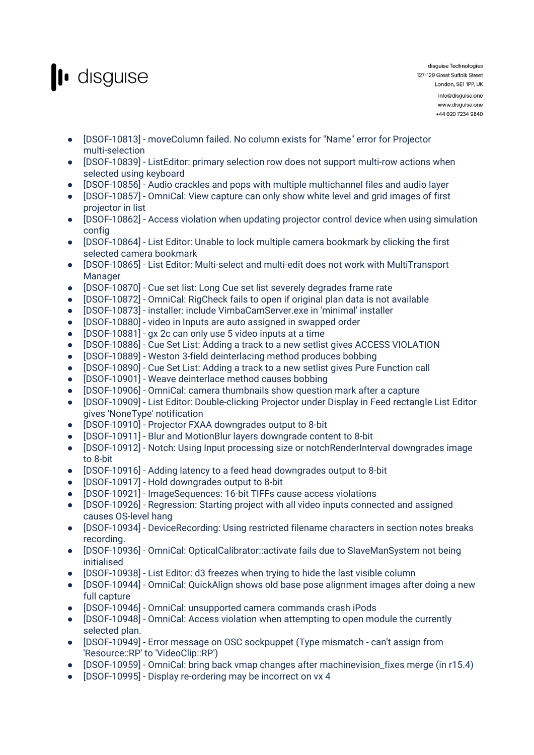- [DSOF-10813] - moveColumn failed. No column exists for "Name" error for Projector multi-selection
- [DSOF-10839] - ListEditor: primary selection row does not support multi-row actions when selected using keyboard
- [DSOF-10856] - Audio crackles and pops with multiple multichannel files and audio layer
- [DSOF-10857] - OmniCal: View capture can only show white level and grid images of first projector in list
- [DSOF-10862] - Access violation when updating projector control device when using simulation config
- [DSOF-10864] - List Editor: Unable to lock multiple camera bookmark by clicking the first selected camera bookmark
- [DSOF-10865] - List Editor: Multi-select and multi-edit does not work with MultiTransport Manager
- [DSOF-10870] - Cue set list: Long Cue set list severely degrades frame rate
- [DSOF-10872] - OmniCal: RigCheck fails to open if original plan data is not available
- [DSOF-10873] - installer: include VimbaCamServer.exe in 'minimal' installer
- [DSOF-10880] - video in Inputs are auto assigned in swapped order
- [DSOF-10881] - gx 2c can only use 5 video inputs at a time
- [DSOF-10886] - Cue Set List: Adding a track to a new setlist gives ACCESS VIOLATION
- [DSOF-10889] - Weston 3-field deinterlacing method produces bobbing
- [DSOF-10890] - Cue Set List: Adding a track to a new setlist gives Pure Function call
- [DSOF-10901] - Weave deinterlace method causes bobbing
- [DSOF-10906] - OmniCal: camera thumbnails show question mark after a capture
- [DSOF-10909] - List Editor: Double-clicking Projector under Display in Feed rectangle List Editor gives 'NoneType' notification
- [DSOF-10910] - Projector FXAA downgrades output to 8-bit
- [DSOF-10911] - Blur and MotionBlur layers downgrade content to 8-bit
- [DSOF-10912] - Notch: Using Input processing size or notchRenderInterval downgrades image to 8-bit
- [DSOF-10916] - Adding latency to a feed head downgrades output to 8-bit
- [DSOF-10917] - Hold downgrades output to 8-bit
- [DSOF-10921] - ImageSequences: 16-bit TIFFs cause access violations
- [DSOF-10926] - Regression: Starting project with all video inputs connected and assigned causes OS-level hang
- [DSOF-10934] - DeviceRecording: Using restricted filename characters in section notes breaks recording.
- [DSOF-10936] - OmniCal: OpticalCalibrator::activate fails due to SlaveManSystem not being initialised
- [DSOF-10938] - List Editor: d3 freezes when trying to hide the last visible column
- [DSOF-10944] - OmniCal: QuickAlign shows old base pose alignment images after doing a new full capture
- [DSOF-10946] - OmniCal: unsupported camera commands crash iPods
- [DSOF-10948] - OmniCal: Access violation when attempting to open module the currently selected plan.
- [DSOF-10949] - Error message on OSC sockpuppet (Type mismatch - can't assign from 'Resource::RP' to 'VideoClip::RP')
- [DSOF-10959] - OmniCal: bring back vmap changes after machinevision_fixes merge (in r15.4)
- [DSOF-10995] - Display re-ordering may be incorrect on vx 4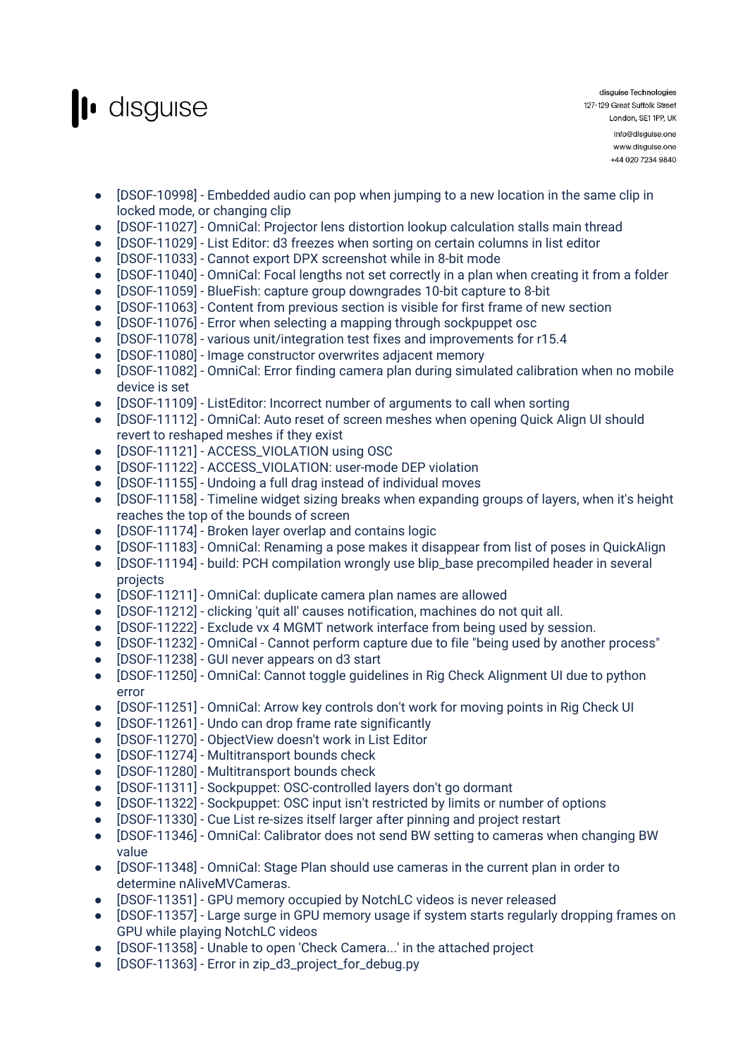- [DSOF-10998] - Embedded audio can pop when jumping to a new location in the same clip in locked mode, or changing clip
- [DSOF-11027] - OmniCal: Projector lens distortion lookup calculation stalls main thread
- [DSOF-11029] - List Editor: d3 freezes when sorting on certain columns in list editor
- [DSOF-11033] - Cannot export DPX screenshot while in 8-bit mode
- [DSOF-11040] - OmniCal: Focal lengths not set correctly in a plan when creating it from a folder
- [DSOF-11059] - BlueFish: capture group downgrades 10-bit capture to 8-bit
- [DSOF-11063] - Content from previous section is visible for first frame of new section
- [DSOF-11076] - Error when selecting a mapping through sockpuppet osc
- [DSOF-11078] - various unit/integration test fixes and improvements for r15.4
- [DSOF-11080] - Image constructor overwrites adjacent memory
- [DSOF-11082] - OmniCal: Error finding camera plan during simulated calibration when no mobile device is set
- [DSOF-11109] - ListEditor: Incorrect number of arguments to call when sorting
- [DSOF-11112] - OmniCal: Auto reset of screen meshes when opening Quick Align UI should revert to reshaped meshes if they exist
- [DSOF-11121] - ACCESS_VIOLATION using OSC
- [DSOF-11122] - ACCESS_VIOLATION: user-mode DEP violation
- [DSOF-11155] - Undoing a full drag instead of individual moves
- [DSOF-11158] - Timeline widget sizing breaks when expanding groups of layers, when it's height reaches the top of the bounds of screen
- [DSOF-11174] - Broken layer overlap and contains logic
- [DSOF-11183] - OmniCal: Renaming a pose makes it disappear from list of poses in QuickAlign
- [DSOF-11194] - build: PCH compilation wrongly use blip_base precompiled header in several projects
- [DSOF-11211] - OmniCal: duplicate camera plan names are allowed
- [DSOF-11212] - clicking 'quit all' causes notification, machines do not quit all.
- [DSOF-11222] - Exclude vx 4 MGMT network interface from being used by session.
- [DSOF-11232] - OmniCal - Cannot perform capture due to file "being used by another process"
- [DSOF-11238] - GUI never appears on d3 start
- [DSOF-11250] - OmniCal: Cannot toggle guidelines in Rig Check Alignment UI due to python error
- [DSOF-11251] - OmniCal: Arrow key controls don't work for moving points in Rig Check UI
- [DSOF-11261] - Undo can drop frame rate significantly
- [DSOF-11270] - ObjectView doesn't work in List Editor
- [DSOF-11274] - Multitransport bounds check
- [DSOF-11280] - Multitransport bounds check
- [DSOF-11311] - Sockpuppet: OSC-controlled layers don't go dormant
- [DSOF-11322] - Sockpuppet: OSC input isn't restricted by limits or number of options
- [DSOF-11330] - Cue List re-sizes itself larger after pinning and project restart
- [DSOF-11346] - OmniCal: Calibrator does not send BW setting to cameras when changing BW value
- [DSOF-11348] - OmniCal: Stage Plan should use cameras in the current plan in order to determine nAliveMVCameras.
- [DSOF-11351] - GPU memory occupied by NotchLC videos is never released
- [DSOF-11357] - Large surge in GPU memory usage if system starts regularly dropping frames on GPU while playing NotchLC videos
- [DSOF-11358] - Unable to open 'Check Camera...' in the attached project
- [DSOF-11363] - Error in zip_d3_project_for_debug.py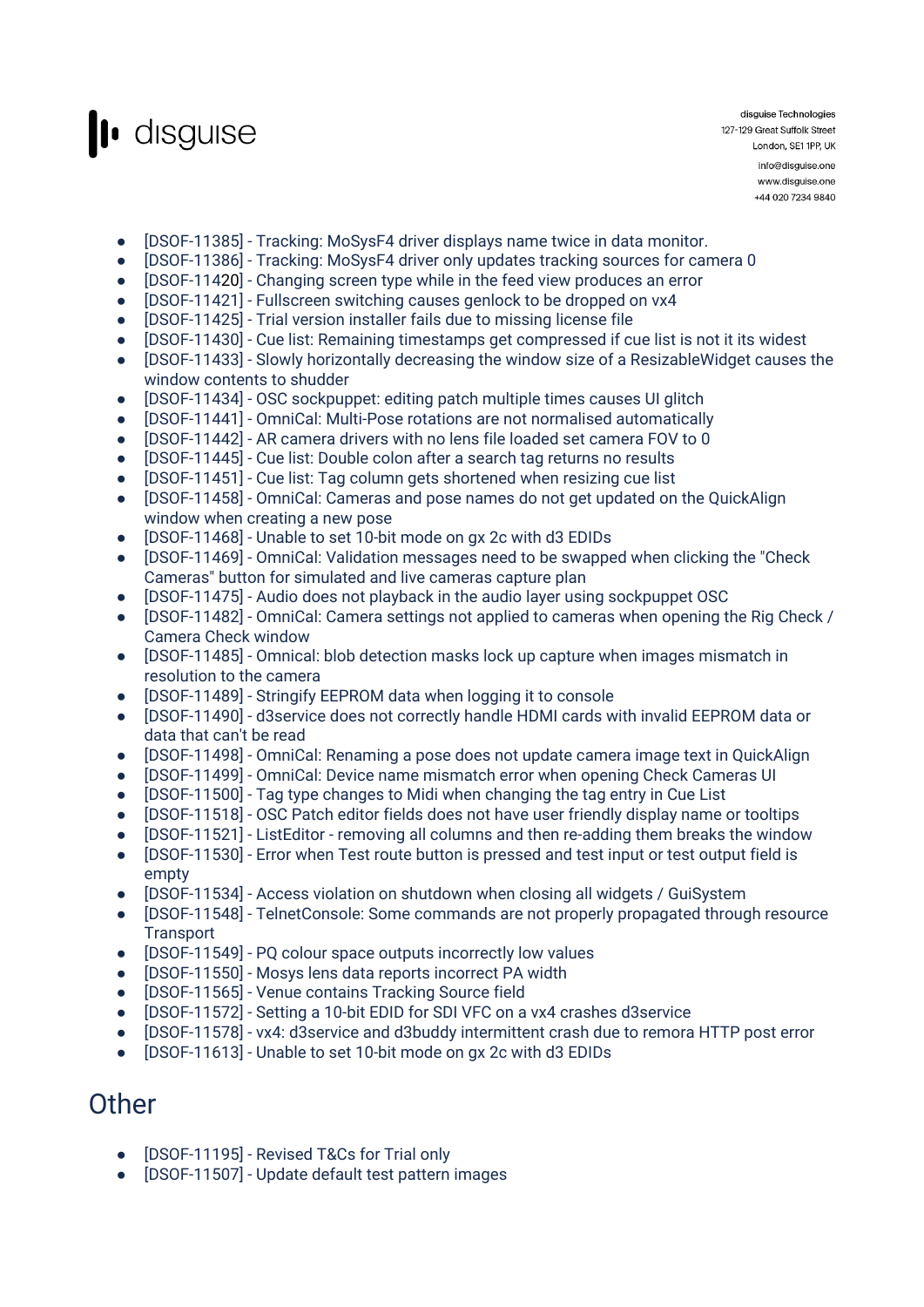- [DSOF-11385] - Tracking: MoSysF4 driver displays name twice in data monitor.
- [DSOF-11386] - Tracking: MoSysF4 driver only updates tracking sources for camera 0
- [DSOF-11420] - Changing screen type while in the feed view produces an error
- [DSOF-11421] - Fullscreen switching causes genlock to be dropped on vx4
- [DSOF-11425] - Trial version installer fails due to missing license file
- [DSOF-11430] - Cue list: Remaining timestamps get compressed if cue list is not it its widest
- [DSOF-11433] - Slowly horizontally decreasing the window size of a ResizableWidget causes the window contents to shudder
- [DSOF-11434] - OSC sockpuppet: editing patch multiple times causes UI glitch
- [DSOF-11441] - OmniCal: Multi-Pose rotations are not normalised automatically
- [DSOF-11442] - AR camera drivers with no lens file loaded set camera FOV to 0
- [DSOF-11445] - Cue list: Double colon after a search tag returns no results
- [DSOF-11451] - Cue list: Tag column gets shortened when resizing cue list
- [DSOF-11458] - OmniCal: Cameras and pose names do not get updated on the QuickAlign window when creating a new pose
- [DSOF-11468] - Unable to set 10-bit mode on gx 2c with d3 EDIDs
- [DSOF-11469] - OmniCal: Validation messages need to be swapped when clicking the "Check Cameras" button for simulated and live cameras capture plan
- [DSOF-11475] - Audio does not playback in the audio layer using sockpuppet OSC
- [DSOF-11482] - OmniCal: Camera settings not applied to cameras when opening the Rig Check / Camera Check window
- [DSOF-11485] - Omnical: blob detection masks lock up capture when images mismatch in resolution to the camera
- [DSOF-11489] - Stringify EEPROM data when logging it to console
- [DSOF-11490] - d3service does not correctly handle HDMI cards with invalid EEPROM data or data that can't be read
- [DSOF-11498] - OmniCal: Renaming a pose does not update camera image text in QuickAlign
- [DSOF-11499] - OmniCal: Device name mismatch error when opening Check Cameras UI
- [DSOF-11500] - Tag type changes to Midi when changing the tag entry in Cue List
- [DSOF-11518] - OSC Patch editor fields does not have user friendly display name or tooltips
- [DSOF-11521] - ListEditor - removing all columns and then re-adding them breaks the window
- [DSOF-11530] - Error when Test route button is pressed and test input or test output field is empty
- [DSOF-11534] - Access violation on shutdown when closing all widgets / GuiSystem
- [DSOF-11548] - TelnetConsole: Some commands are not properly propagated through resource Transport
- [DSOF-11549] - PQ colour space outputs incorrectly low values
- [DSOF-11550] - Mosys lens data reports incorrect PA width
- [DSOF-11565] - Venue contains Tracking Source field
- [DSOF-11572] - Setting a 10-bit EDID for SDI VFC on a vx4 crashes d3service
- [DSOF-11578] - vx4: d3service and d3buddy intermittent crash due to remora HTTP post error
- [DSOF-11613] - Unable to set 10-bit mode on gx 2c with d3 EDIDs

## Other

- [DSOF-11195] - Revised T&Cs for Trial only
- [DSOF-11507] - Update default test pattern images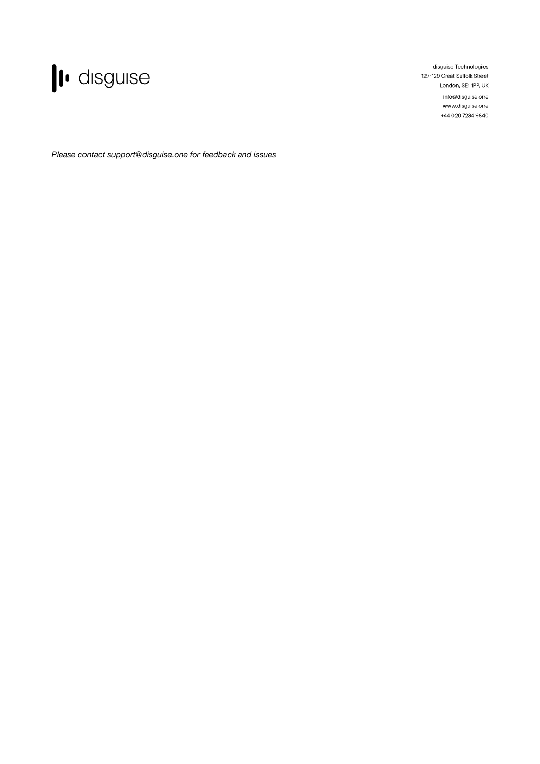disguise

disguise Technologies
127-129 Great Suffolk Street
London, SE1 1PP, UK

info@disguise.one
www.disguise.one
+44 020 7234 9840

*Please contact support@disguise.one for feedback and issues*